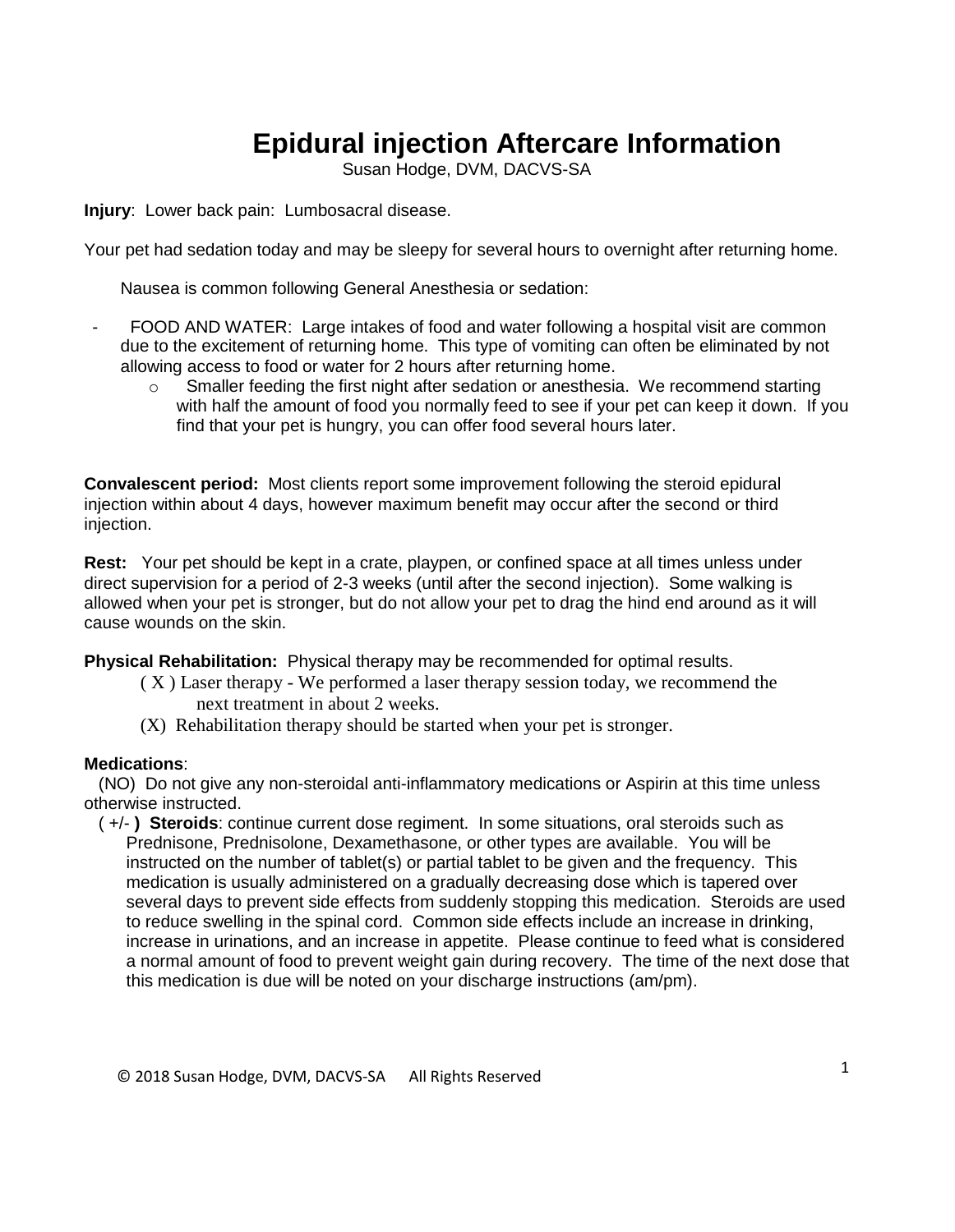# Epidural injection Aftercare Information

Susan Hodge, DVM, DACVS-SA

**Injury**: Lower back pain: Lumbosacral disease.

Your pet had sedation today and may be sleepy for several hours to overnight after returning home.

Nausea is common following General Anesthesia or sedation:

- FOOD AND WATER: Large intakes of food and water following a hospital visit are common due to the excitement of returning home. This type of vomiting can often be eliminated by not allowing access to food or water for 2 hours after returning home.
    - Smaller feeding the first night after sedation or anesthesia. We recommend starting with half the amount of food you normally feed to see if your pet can keep it down. If you find that your pet is hungry, you can offer food several hours later.

**Convalescent period:** Most clients report some improvement following the steroid epidural injection within about 4 days, however maximum benefit may occur after the second or third injection.

**Rest:** Your pet should be kept in a crate, playpen, or confined space at all times unless under direct supervision for a period of 2-3 weeks (until after the second injection). Some walking is allowed when your pet is stronger, but do not allow your pet to drag the hind end around as it will cause wounds on the skin.

**Physical Rehabilitation:** Physical therapy may be recommended for optimal results.

( X ) Laser therapy - We performed a laser therapy session today, we recommend the next treatment in about 2 weeks.

(X) Rehabilitation therapy should be started when your pet is stronger.

**Medications**:

(NO) Do not give any non-steroidal anti-inflammatory medications or Aspirin at this time unless otherwise instructed.

( +/- **) Steroids**: continue current dose regiment. In some situations, oral steroids such as Prednisone, Prednisolone, Dexamethasone, or other types are available. You will be instructed on the number of tablet(s) or partial tablet to be given and the frequency. This medication is usually administered on a gradually decreasing dose which is tapered over several days to prevent side effects from suddenly stopping this medication. Steroids are used to reduce swelling in the spinal cord. Common side effects include an increase in drinking, increase in urinations, and an increase in appetite. Please continue to feed what is considered a normal amount of food to prevent weight gain during recovery. The time of the next dose that this medication is due will be noted on your discharge instructions (am/pm).

© 2018 Susan Hodge, DVM, DACVS-SA All Rights Reserved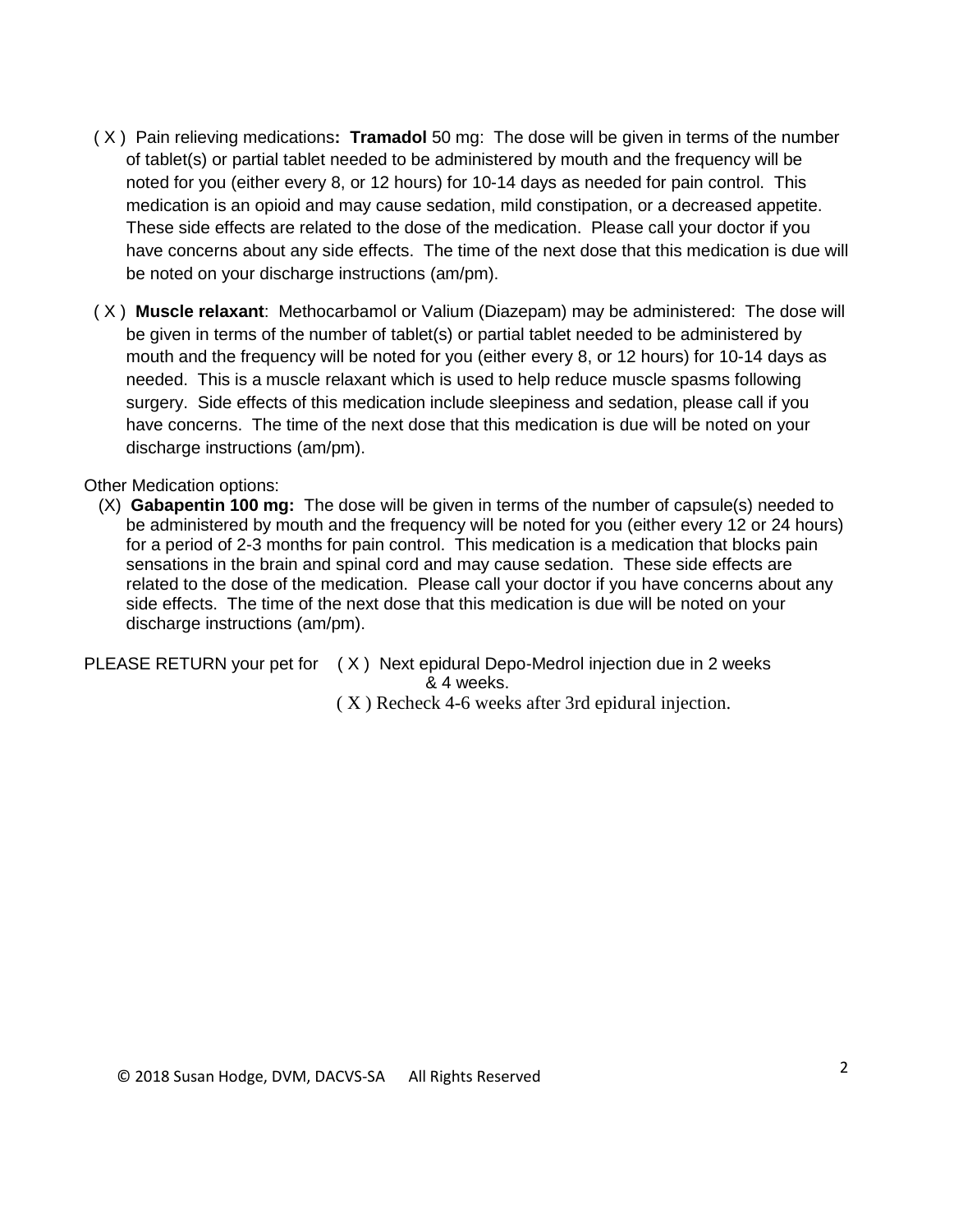( X ) Pain relieving medications**: Tramadol** 50 mg: The dose will be given in terms of the number of tablet(s) or partial tablet needed to be administered by mouth and the frequency will be noted for you (either every 8, or 12 hours) for 10-14 days as needed for pain control. This medication is an opioid and may cause sedation, mild constipation, or a decreased appetite. These side effects are related to the dose of the medication. Please call your doctor if you have concerns about any side effects. The time of the next dose that this medication is due will be noted on your discharge instructions (am/pm).

( X ) **Muscle relaxant**: Methocarbamol or Valium (Diazepam) may be administered: The dose will be given in terms of the number of tablet(s) or partial tablet needed to be administered by mouth and the frequency will be noted for you (either every 8, or 12 hours) for 10-14 days as needed. This is a muscle relaxant which is used to help reduce muscle spasms following surgery. Side effects of this medication include sleepiness and sedation, please call if you have concerns. The time of the next dose that this medication is due will be noted on your discharge instructions (am/pm).

Other Medication options:

(X) **Gabapentin 100 mg:** The dose will be given in terms of the number of capsule(s) needed to be administered by mouth and the frequency will be noted for you (either every 12 or 24 hours) for a period of 2-3 months for pain control. This medication is a medication that blocks pain sensations in the brain and spinal cord and may cause sedation. These side effects are related to the dose of the medication. Please call your doctor if you have concerns about any side effects. The time of the next dose that this medication is due will be noted on your discharge instructions (am/pm).

PLEASE RETURN your pet for ( X ) Next epidural Depo-Medrol injection due in 2 weeks & 4 weeks.

( X ) Recheck 4-6 weeks after 3rd epidural injection.

© 2018 Susan Hodge, DVM, DACVS-SA All Rights Reserved